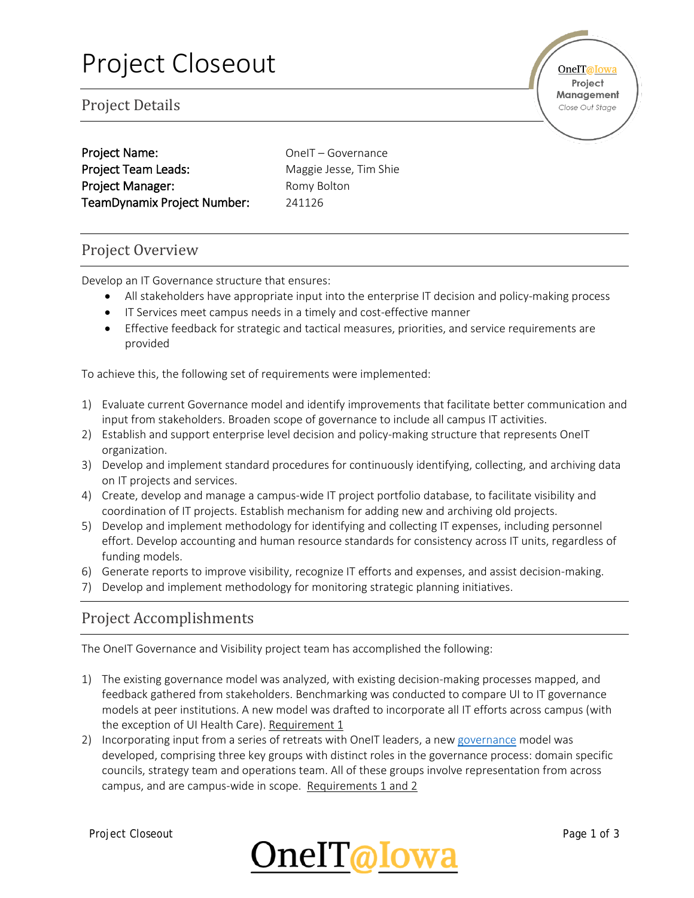# Project Closeout

## Project Details

**Project Name:** OneIT – Governance
**Project Team Leads:** Maggie Jesse, Tim Shie
**Project Manager:** Romy Bolton
**TeamDynamix Project Number:** 241126

## Project Overview

Develop an IT Governance structure that ensures:

- All stakeholders have appropriate input into the enterprise IT decision and policy-making process
- IT Services meet campus needs in a timely and cost-effective manner
- Effective feedback for strategic and tactical measures, priorities, and service requirements are provided

To achieve this, the following set of requirements were implemented:

1) Evaluate current Governance model and identify improvements that facilitate better communication and input from stakeholders. Broaden scope of governance to include all campus IT activities.
2) Establish and support enterprise level decision and policy-making structure that represents OneIT organization.
3) Develop and implement standard procedures for continuously identifying, collecting, and archiving data on IT projects and services.
4) Create, develop and manage a campus-wide IT project portfolio database, to facilitate visibility and coordination of IT projects. Establish mechanism for adding new and archiving old projects.
5) Develop and implement methodology for identifying and collecting IT expenses, including personnel effort. Develop accounting and human resource standards for consistency across IT units, regardless of funding models.
6) Generate reports to improve visibility, recognize IT efforts and expenses, and assist decision-making.
7) Develop and implement methodology for monitoring strategic planning initiatives.

## Project Accomplishments

The OneIT Governance and Visibility project team has accomplished the following:

1) The existing governance model was analyzed, with existing decision-making processes mapped, and feedback gathered from stakeholders. Benchmarking was conducted to compare UI to IT governance models at peer institutions. A new model was drafted to incorporate all IT efforts across campus (with the exception of UI Health Care). Requirement 1
2) Incorporating input from a series of retreats with OneIT leaders, a new governance model was developed, comprising three key groups with distinct roles in the governance process: domain specific councils, strategy team and operations team. All of these groups involve representation from across campus, and are campus-wide in scope. Requirements 1 and 2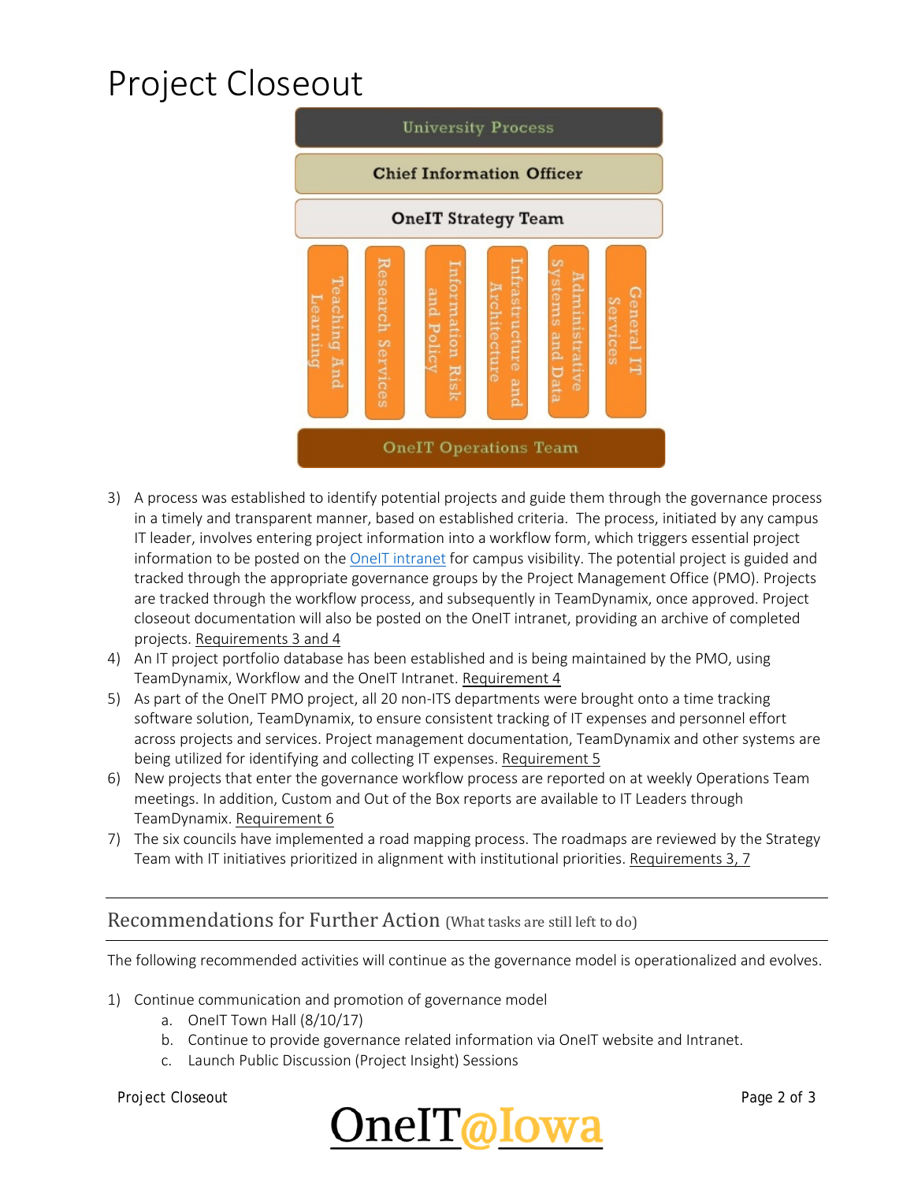# Project Closeout

3) A process was established to identify potential projects and guide them through the governance process in a timely and transparent manner, based on established criteria. The process, initiated by any campus IT leader, involves entering project information into a workflow form, which triggers essential project information to be posted on the OneIT intranet for campus visibility. The potential project is guided and tracked through the appropriate governance groups by the Project Management Office (PMO). Projects are tracked through the workflow process, and subsequently in TeamDynamix, once approved. Project closeout documentation will also be posted on the OneIT intranet, providing an archive of completed projects. Requirements 3 and 4
4) An IT project portfolio database has been established and is being maintained by the PMO, using TeamDynamix, Workflow and the OneIT Intranet. Requirement 4
5) As part of the OneIT PMO project, all 20 non-ITS departments were brought onto a time tracking software solution, TeamDynamix, to ensure consistent tracking of IT expenses and personnel effort across projects and services. Project management documentation, TeamDynamix and other systems are being utilized for identifying and collecting IT expenses. Requirement 5
6) New projects that enter the governance workflow process are reported on at weekly Operations Team meetings. In addition, Custom and Out of the Box reports are available to IT Leaders through TeamDynamix. Requirement 6
7) The six councils have implemented a road mapping process. The roadmaps are reviewed by the Strategy Team with IT initiatives prioritized in alignment with institutional priorities. Requirements 3, 7

## Recommendations for Further Action (What tasks are still left to do)

The following recommended activities will continue as the governance model is operationalized and evolves.

1) Continue communication and promotion of governance model
   a. OneIT Town Hall (8/10/17)
   b. Continue to provide governance related information via OneIT website and Intranet.
   c. Launch Public Discussion (Project Insight) Sessions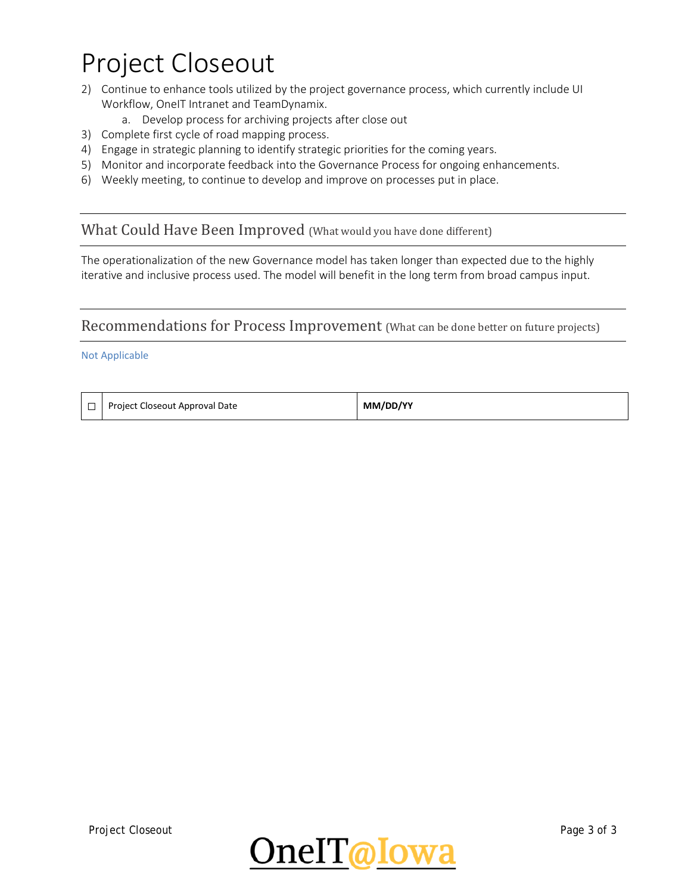# Project Closeout

2) Continue to enhance tools utilized by the project governance process, which currently include UI Workflow, OneIT Intranet and TeamDynamix.
    a. Develop process for archiving projects after close out
3) Complete first cycle of road mapping process.
4) Engage in strategic planning to identify strategic priorities for the coming years.
5) Monitor and incorporate feedback into the Governance Process for ongoing enhancements.
6) Weekly meeting, to continue to develop and improve on processes put in place.

## What Could Have Been Improved (What would you have done different)

The operationalization of the new Governance model has taken longer than expected due to the highly iterative and inclusive process used. The model will benefit in the long term from broad campus input.

## Recommendations for Process Improvement (What can be done better on future projects)

Not Applicable

| | | |
|---|---|---|
| ☐ | Project Closeout Approval Date | **MM/DD/YY** |